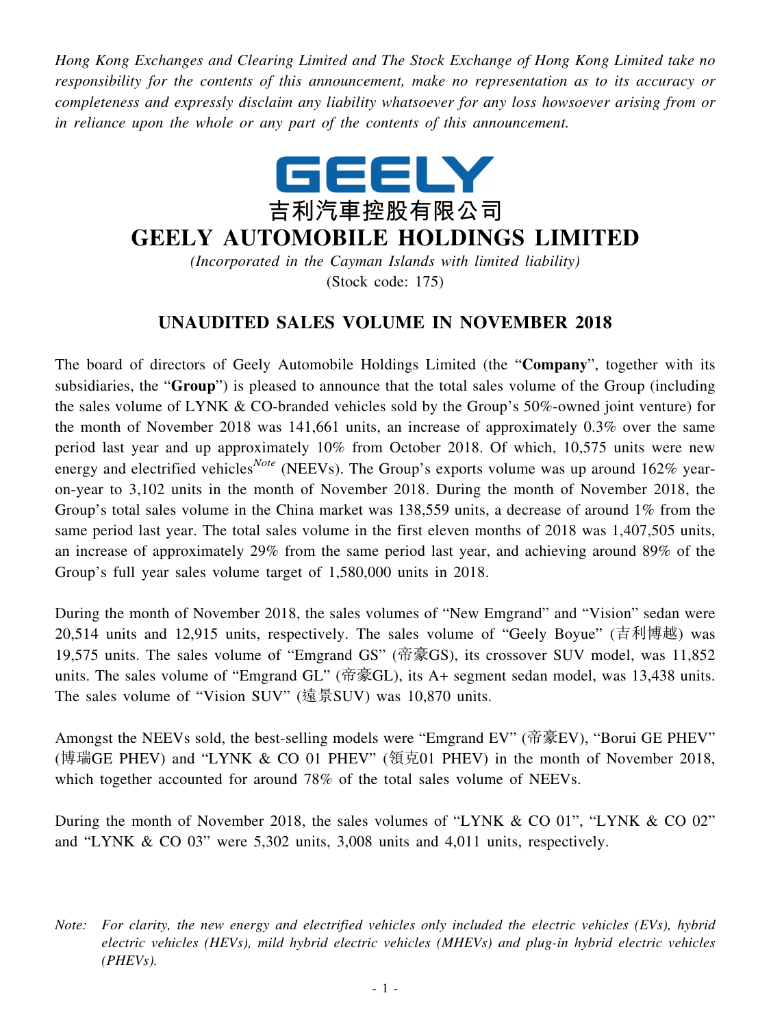*Hong Kong Exchanges and Clearing Limited and The Stock Exchange of Hong Kong Limited take no responsibility for the contents of this announcement, make no representation as to its accuracy or completeness and expressly disclaim any liability whatsoever for any loss howsoever arising from or in reliance upon the whole or any part of the contents of this announcement.*

GEELY

吉利汽車控股有限公司

# GEELY AUTOMOBILE HOLDINGS LIMITED

*(Incorporated in the Cayman Islands with limited liability)*

(Stock code: 175)

## UNAUDITED SALES VOLUME IN NOVEMBER 2018

The board of directors of Geely Automobile Holdings Limited (the "**Company**", together with its subsidiaries, the "**Group**") is pleased to announce that the total sales volume of the Group (including the sales volume of LYNK & CO-branded vehicles sold by the Group's 50%-owned joint venture) for the month of November 2018 was 141,661 units, an increase of approximately 0.3% over the same period last year and up approximately 10% from October 2018. Of which, 10,575 units were new energy and electrified vehicles[Note] (NEEVs). The Group's exports volume was up around 162% year-on-year to 3,102 units in the month of November 2018. During the month of November 2018, the Group's total sales volume in the China market was 138,559 units, a decrease of around 1% from the same period last year. The total sales volume in the first eleven months of 2018 was 1,407,505 units, an increase of approximately 29% from the same period last year, and achieving around 89% of the Group's full year sales volume target of 1,580,000 units in 2018.

During the month of November 2018, the sales volumes of "New Emgrand" and "Vision" sedan were 20,514 units and 12,915 units, respectively. The sales volume of "Geely Boyue" (吉利博越) was 19,575 units. The sales volume of "Emgrand GS" (帝豪GS), its crossover SUV model, was 11,852 units. The sales volume of "Emgrand GL" (帝豪GL), its A+ segment sedan model, was 13,438 units. The sales volume of "Vision SUV" (遠景SUV) was 10,870 units.

Amongst the NEEVs sold, the best-selling models were "Emgrand EV" (帝豪EV), "Borui GE PHEV" (博瑞GE PHEV) and "LYNK & CO 01 PHEV" (領克01 PHEV) in the month of November 2018, which together accounted for around 78% of the total sales volume of NEEVs.

During the month of November 2018, the sales volumes of "LYNK & CO 01", "LYNK & CO 02" and "LYNK & CO 03" were 5,302 units, 3,008 units and 4,011 units, respectively.

*Note: For clarity, the new energy and electrified vehicles only included the electric vehicles (EVs), hybrid electric vehicles (HEVs), mild hybrid electric vehicles (MHEVs) and plug-in hybrid electric vehicles (PHEVs).*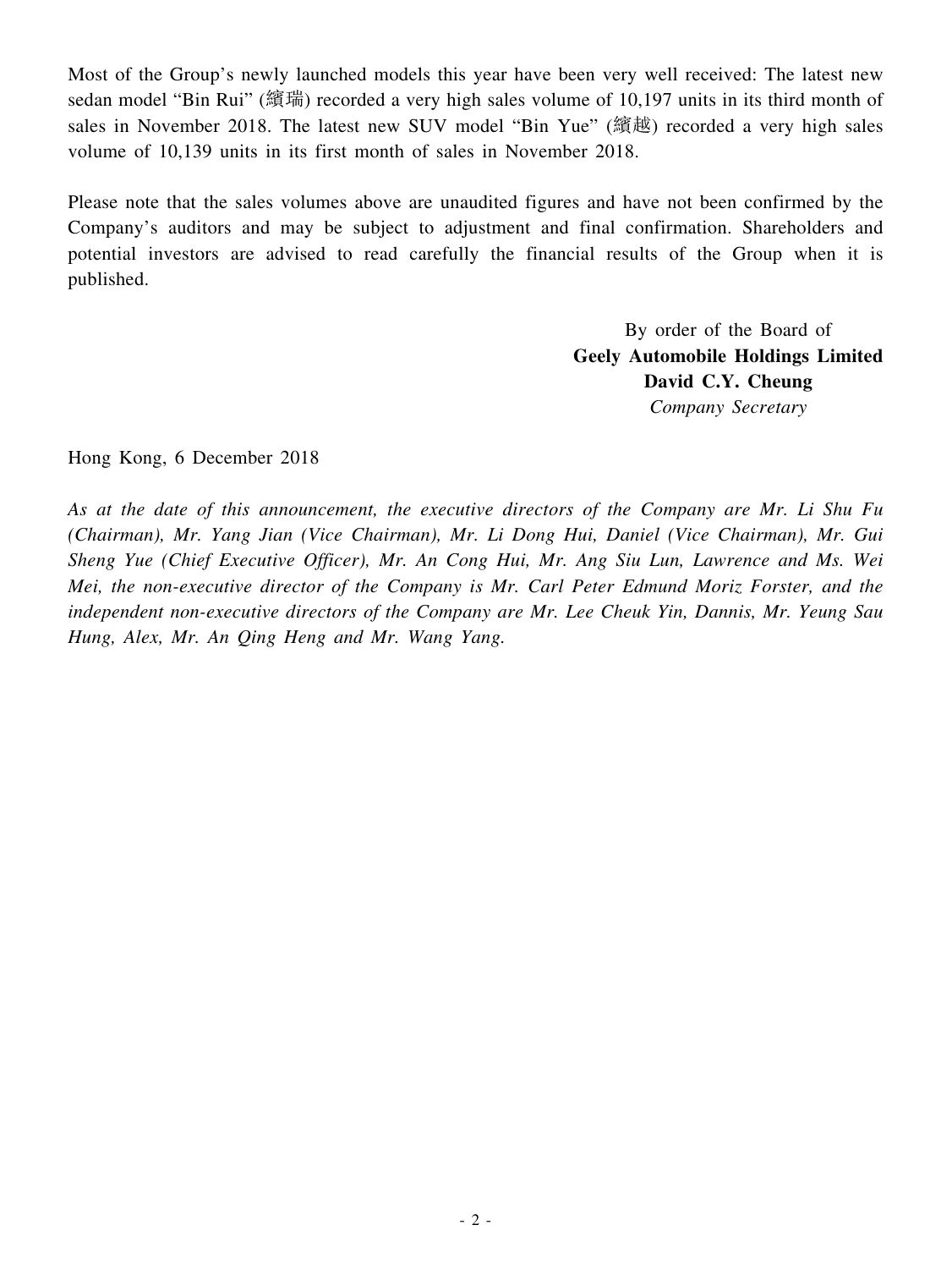Most of the Group's newly launched models this year have been very well received: The latest new sedan model "Bin Rui" (繽瑞) recorded a very high sales volume of 10,197 units in its third month of sales in November 2018. The latest new SUV model "Bin Yue" (繽越) recorded a very high sales volume of 10,139 units in its first month of sales in November 2018.

Please note that the sales volumes above are unaudited figures and have not been confirmed by the Company's auditors and may be subject to adjustment and final confirmation. Shareholders and potential investors are advised to read carefully the financial results of the Group when it is published.

By order of the Board of
**Geely Automobile Holdings Limited**
**David C.Y. Cheung**
*Company Secretary*

Hong Kong, 6 December 2018

*As at the date of this announcement, the executive directors of the Company are Mr. Li Shu Fu (Chairman), Mr. Yang Jian (Vice Chairman), Mr. Li Dong Hui, Daniel (Vice Chairman), Mr. Gui Sheng Yue (Chief Executive Officer), Mr. An Cong Hui, Mr. Ang Siu Lun, Lawrence and Ms. Wei Mei, the non-executive director of the Company is Mr. Carl Peter Edmund Moriz Forster, and the independent non-executive directors of the Company are Mr. Lee Cheuk Yin, Dannis, Mr. Yeung Sau Hung, Alex, Mr. An Qing Heng and Mr. Wang Yang.*